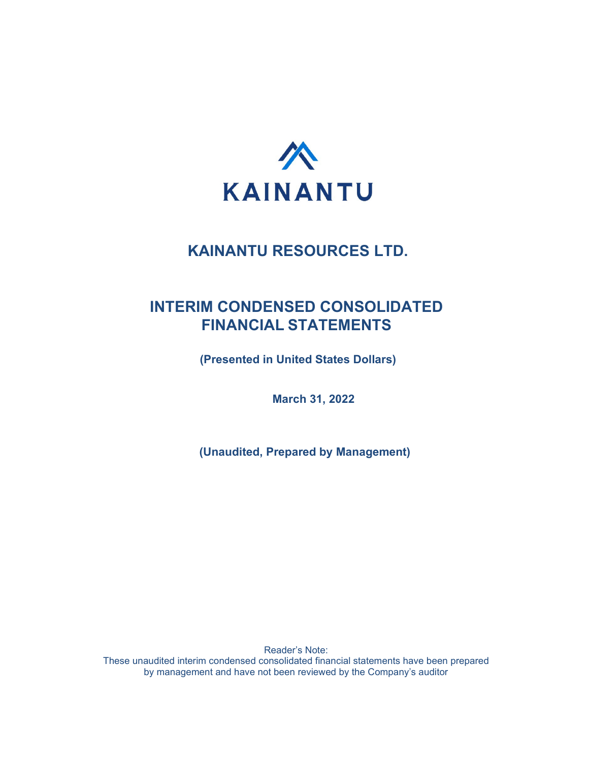KAINANTU

# KAINANTU RESOURCES LTD.

## INTERIM CONDENSED CONSOLIDATED FINANCIAL STATEMENTS

**(Presented in United States Dollars)**

**March 31, 2022**

**(Unaudited, Prepared by Management)**

Reader's Note:
These unaudited interim condensed consolidated financial statements have been prepared by management and have not been reviewed by the Company's auditor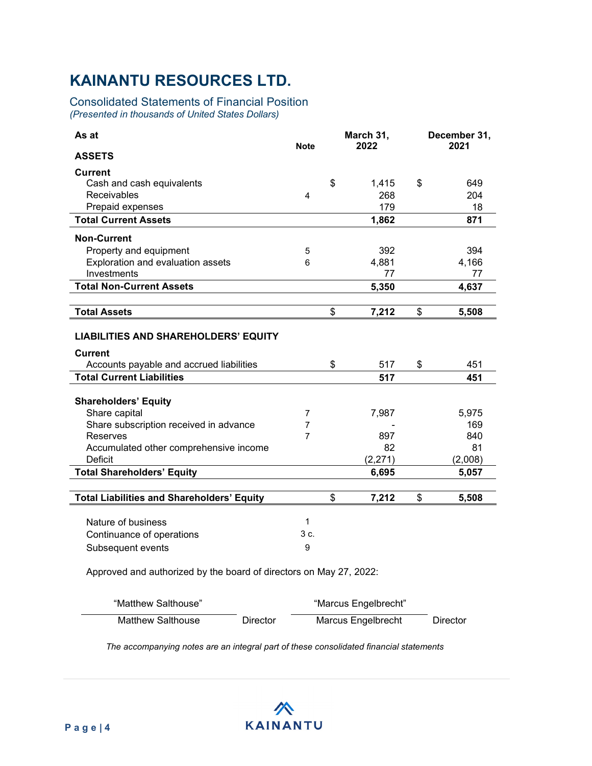# KAINANTU RESOURCES LTD.

## Consolidated Statements of Financial Position

*(Presented in thousands of United States Dollars)*

| As at | Note | March 31, 2022 | December 31, 2021 |
|---|---|---|---|
| **ASSETS** | | | |
| **Current** | | | |
| Cash and cash equivalents | | $ 1,415 | $ 649 |
| Receivables | 4 | 268 | 204 |
| Prepaid expenses | | 179 | 18 |
| **Total Current Assets** | | **1,862** | **871** |
| **Non-Current** | | | |
| Property and equipment | 5 | 392 | 394 |
| Exploration and evaluation assets | 6 | 4,881 | 4,166 |
| Investments | | 77 | 77 |
| **Total Non-Current Assets** | | **5,350** | **4,637** |
| **Total Assets** | | **$ 7,212** | **$ 5,508** |
| **LIABILITIES AND SHAREHOLDERS' EQUITY** | | | |
| **Current** | | | |
| Accounts payable and accrued liabilities | | $ 517 | $ 451 |
| **Total Current Liabilities** | | **517** | **451** |
| **Shareholders' Equity** | | | |
| Share capital | 7 | 7,987 | 5,975 |
| Share subscription received in advance | 7 | - | 169 |
| Reserves | 7 | 897 | 840 |
| Accumulated other comprehensive income | | 82 | 81 |
| Deficit | | (2,271) | (2,008) |
| **Total Shareholders' Equity** | | **6,695** | **5,057** |
| **Total Liabilities and Shareholders' Equity** | | **$ 7,212** | **$ 5,508** |

| | Note |
|---|---|
| Nature of business | 1 |
| Continuance of operations | 3 c. |
| Subsequent events | 9 |

Approved and authorized by the board of directors on May 27, 2022:

| "Matthew Salthouse" | | "Marcus Engelbrecht" | |
|---|---|---|---|
| Matthew Salthouse | Director | Marcus Engelbrecht | Director |

*The accompanying notes are an integral part of these consolidated financial statements*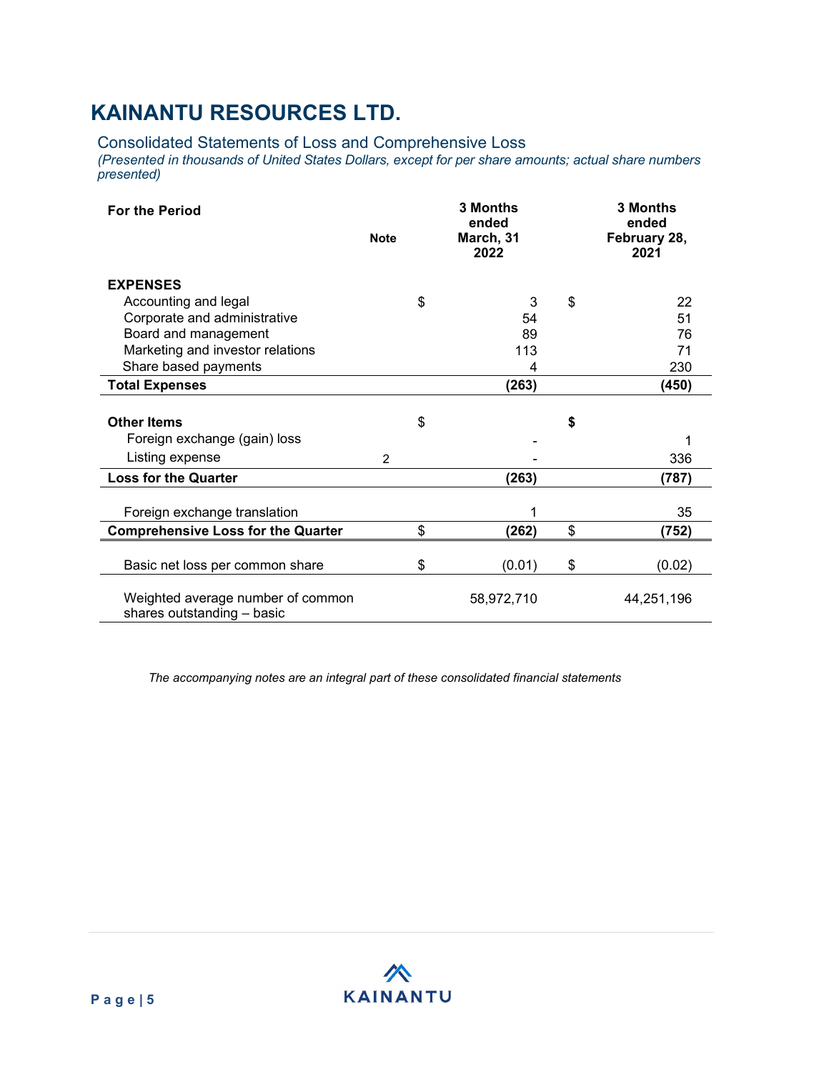# KAINANTU RESOURCES LTD.

## Consolidated Statements of Loss and Comprehensive Loss

*(Presented in thousands of United States Dollars, except for per share amounts; actual share numbers presented)*

| For the Period | Note | | 3 Months ended March, 31 2022 | | 3 Months ended February 28, 2021 |
|---|---|---|---|---|---|
| **EXPENSES** | | | | | |
| Accounting and legal | | $ | 3 | $ | 22 |
| Corporate and administrative | | | 54 | | 51 |
| Board and management | | | 89 | | 76 |
| Marketing and investor relations | | | 113 | | 71 |
| Share based payments | | | 4 | | 230 |
| **Total Expenses** | | | **(263)** | | **(450)** |
| **Other Items** | | $ | | **$** | |
| Foreign exchange (gain) loss | | | - | | 1 |
| Listing expense | 2 | | - | | 336 |
| **Loss for the Quarter** | | | **(263)** | | **(787)** |
| Foreign exchange translation | | | 1 | | 35 |
| **Comprehensive Loss for the Quarter** | | $ | **(262)** | $ | **(752)** |
| Basic net loss per common share | | $ | (0.01) | $ | (0.02) |
| Weighted average number of common shares outstanding – basic | | | 58,972,710 | | 44,251,196 |

*The accompanying notes are an integral part of these consolidated financial statements*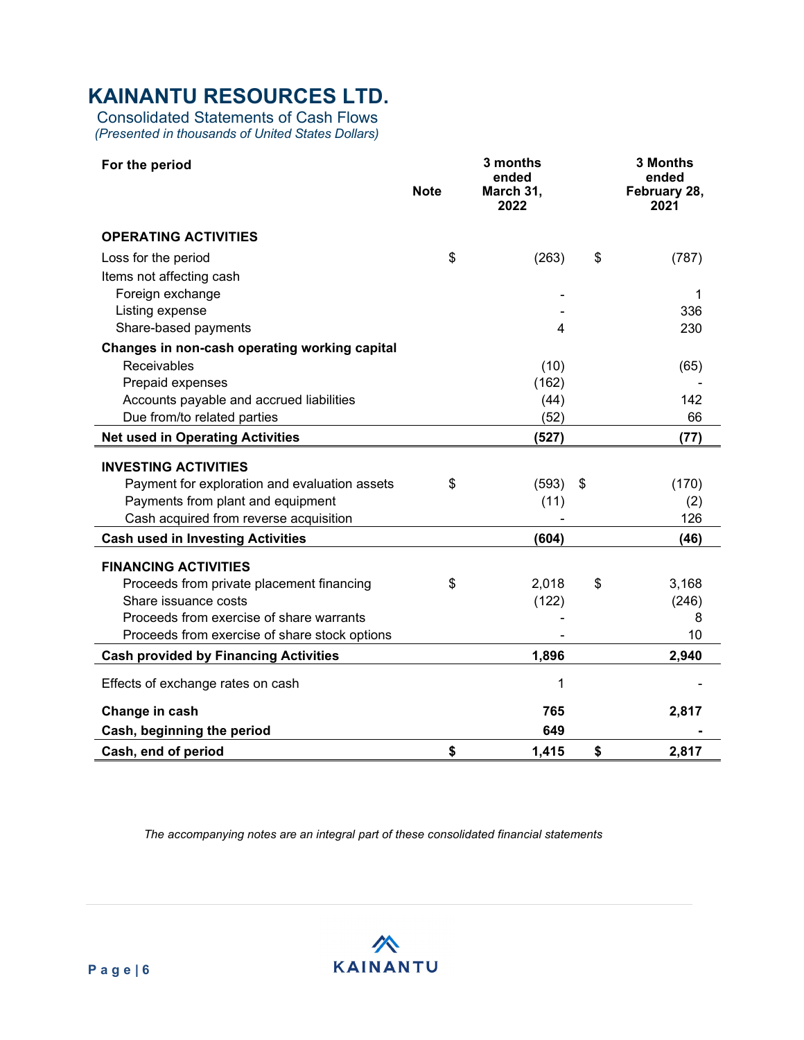# KAINANTU RESOURCES LTD.

Consolidated Statements of Cash Flows

*(Presented in thousands of United States Dollars)*

| For the period | Note | 3 months ended March 31, 2022 | 3 Months ended February 28, 2021 |
|---|---|---|---|
| **OPERATING ACTIVITIES** | | | |
| Loss for the period | | $ (263) | $ (787) |
| Items not affecting cash | | | |
| Foreign exchange | | - | 1 |
| Listing expense | | - | 336 |
| Share-based payments | | 4 | 230 |
| **Changes in non-cash operating working capital** | | | |
| Receivables | | (10) | (65) |
| Prepaid expenses | | (162) | - |
| Accounts payable and accrued liabilities | | (44) | 142 |
| Due from/to related parties | | (52) | 66 |
| **Net used in Operating Activities** | | **(527)** | **(77)** |
| **INVESTING ACTIVITIES** | | | |
| Payment for exploration and evaluation assets | | $ (593) | $ (170) |
| Payments from plant and equipment | | (11) | (2) |
| Cash acquired from reverse acquisition | | - | 126 |
| **Cash used in Investing Activities** | | **(604)** | **(46)** |
| **FINANCING ACTIVITIES** | | | |
| Proceeds from private placement financing | | $ 2,018 | $ 3,168 |
| Share issuance costs | | (122) | (246) |
| Proceeds from exercise of share warrants | | - | 8 |
| Proceeds from exercise of share stock options | | - | 10 |
| **Cash provided by Financing Activities** | | **1,896** | **2,940** |
| Effects of exchange rates on cash | | 1 | - |
| **Change in cash** | | **765** | **2,817** |
| **Cash, beginning the period** | | **649** | **-** |
| **Cash, end of period** | | **$ 1,415** | **$ 2,817** |

*The accompanying notes are an integral part of these consolidated financial statements*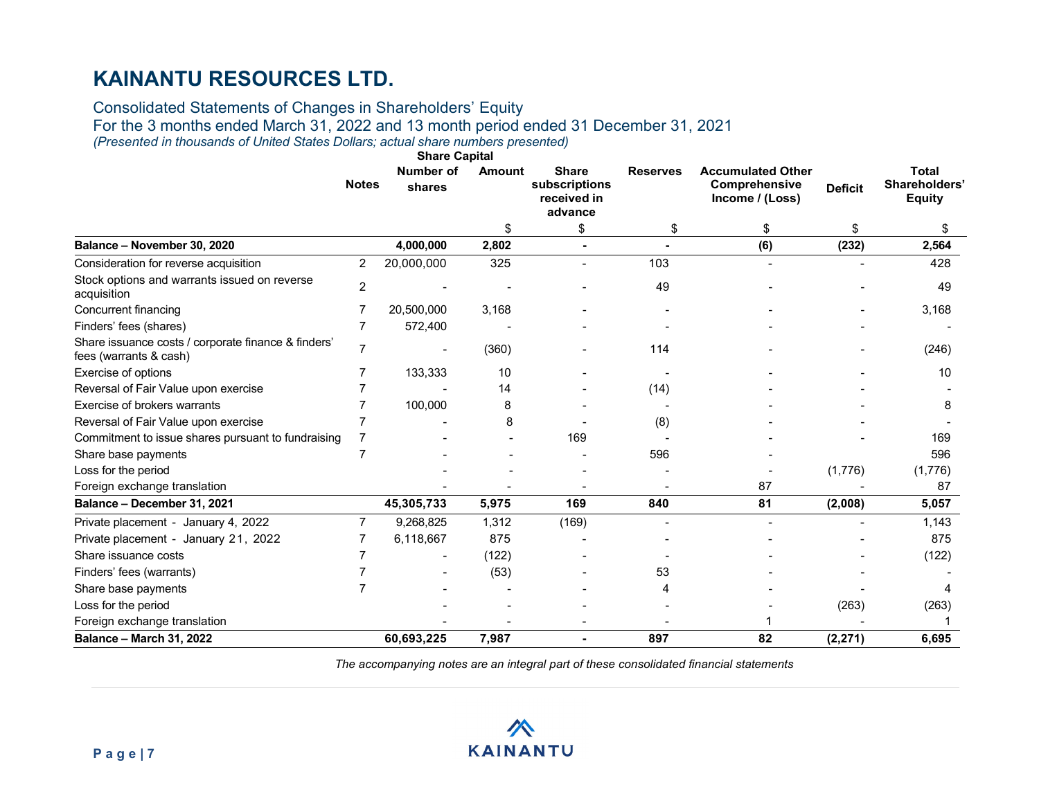# KAINANTU RESOURCES LTD.

## Consolidated Statements of Changes in Shareholders' Equity

For the 3 months ended March 31, 2022 and 13 month period ended 31 December 31, 2021

*(Presented in thousands of United States Dollars; actual share numbers presented)*

| | Notes | Share Capital | | Share subscriptions received in advance | Reserves | Accumulated Other Comprehensive Income / (Loss) | Deficit | Total Shareholders' Equity |
|---|---|---|---|---|---|---|---|---|
| | | Number of shares | Amount | | | | | |
| | | | $ | $ | $ | $ | $ | $ |
| **Balance – November 30, 2020** | | **4,000,000** | **2,802** | **-** | **-** | **(6)** | **(232)** | **2,564** |
| Consideration for reverse acquisition | 2 | 20,000,000 | 325 | - | 103 | - | - | 428 |
| Stock options and warrants issued on reverse acquisition | 2 | - | - | - | 49 | - | - | 49 |
| Concurrent financing | 7 | 20,500,000 | 3,168 | - | - | - | - | 3,168 |
| Finders' fees (shares) | 7 | 572,400 | - | - | - | - | - | - |
| Share issuance costs / corporate finance & finders' fees (warrants & cash) | 7 | - | (360) | - | 114 | - | - | (246) |
| Exercise of options | 7 | 133,333 | 10 | - | - | - | - | 10 |
| Reversal of Fair Value upon exercise | 7 | - | 14 | - | (14) | - | - | - |
| Exercise of brokers warrants | 7 | 100,000 | 8 | - | - | - | - | 8 |
| Reversal of Fair Value upon exercise | 7 | - | 8 | - | (8) | - | - | - |
| Commitment to issue shares pursuant to fundraising | 7 | - | - | 169 | - | - | - | 169 |
| Share base payments | 7 | - | - | - | 596 | - | | 596 |
| Loss for the period | | - | - | - | - | - | (1,776) | (1,776) |
| Foreign exchange translation | | - | - | - | - | 87 | - | 87 |
| **Balance – December 31, 2021** | | **45,305,733** | **5,975** | **169** | **840** | **81** | **(2,008)** | **5,057** |
| Private placement - January 4, 2022 | 7 | 9,268,825 | 1,312 | (169) | - | - | - | 1,143 |
| Private placement - January 21, 2022 | 7 | 6,118,667 | 875 | - | - | - | - | 875 |
| Share issuance costs | 7 | - | (122) | - | - | - | - | (122) |
| Finders' fees (warrants) | 7 | - | (53) | - | 53 | - | - | - |
| Share base payments | 7 | - | - | - | 4 | - | - | 4 |
| Loss for the period | | - | - | - | - | - | (263) | (263) |
| Foreign exchange translation | | - | - | - | - | 1 | - | 1 |
| **Balance – March 31, 2022** | | **60,693,225** | **7,987** | **-** | **897** | **82** | **(2,271)** | **6,695** |

*The accompanying notes are an integral part of these consolidated financial statements*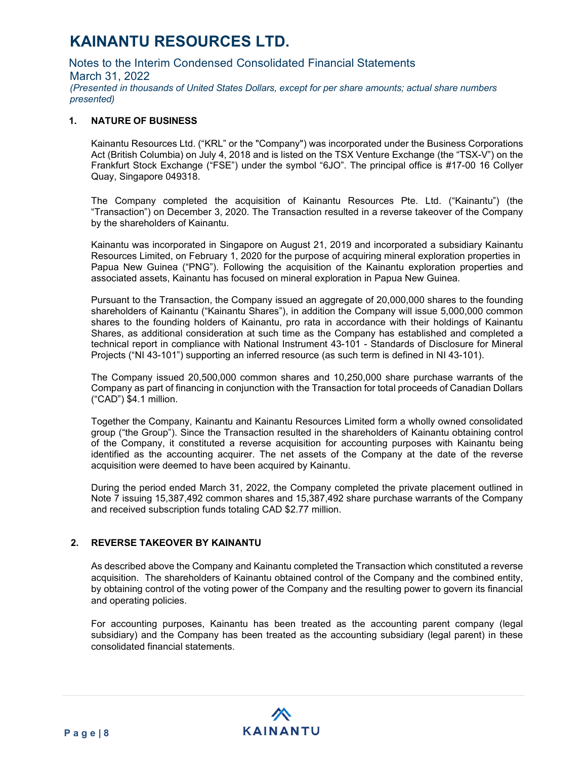# KAINANTU RESOURCES LTD.

Notes to the Interim Condensed Consolidated Financial Statements
March 31, 2022
*(Presented in thousands of United States Dollars, except for per share amounts; actual share numbers presented)*

## 1. NATURE OF BUSINESS

Kainantu Resources Ltd. ("KRL" or the "Company") was incorporated under the Business Corporations Act (British Columbia) on July 4, 2018 and is listed on the TSX Venture Exchange (the "TSX-V") on the Frankfurt Stock Exchange ("FSE") under the symbol "6JO". The principal office is #17-00 16 Collyer Quay, Singapore 049318.

The Company completed the acquisition of Kainantu Resources Pte. Ltd. ("Kainantu") (the "Transaction") on December 3, 2020. The Transaction resulted in a reverse takeover of the Company by the shareholders of Kainantu.

Kainantu was incorporated in Singapore on August 21, 2019 and incorporated a subsidiary Kainantu Resources Limited, on February 1, 2020 for the purpose of acquiring mineral exploration properties in Papua New Guinea ("PNG"). Following the acquisition of the Kainantu exploration properties and associated assets, Kainantu has focused on mineral exploration in Papua New Guinea.

Pursuant to the Transaction, the Company issued an aggregate of 20,000,000 shares to the founding shareholders of Kainantu ("Kainantu Shares"), in addition the Company will issue 5,000,000 common shares to the founding holders of Kainantu, pro rata in accordance with their holdings of Kainantu Shares, as additional consideration at such time as the Company has established and completed a technical report in compliance with National Instrument 43-101 - Standards of Disclosure for Mineral Projects ("NI 43-101") supporting an inferred resource (as such term is defined in NI 43-101).

The Company issued 20,500,000 common shares and 10,250,000 share purchase warrants of the Company as part of financing in conjunction with the Transaction for total proceeds of Canadian Dollars ("CAD") $4.1 million.

Together the Company, Kainantu and Kainantu Resources Limited form a wholly owned consolidated group ("the Group"). Since the Transaction resulted in the shareholders of Kainantu obtaining control of the Company, it constituted a reverse acquisition for accounting purposes with Kainantu being identified as the accounting acquirer. The net assets of the Company at the date of the reverse acquisition were deemed to have been acquired by Kainantu.

During the period ended March 31, 2022, the Company completed the private placement outlined in Note 7 issuing 15,387,492 common shares and 15,387,492 share purchase warrants of the Company and received subscription funds totaling CAD $2.77 million.

## 2. REVERSE TAKEOVER BY KAINANTU

As described above the Company and Kainantu completed the Transaction which constituted a reverse acquisition. The shareholders of Kainantu obtained control of the Company and the combined entity, by obtaining control of the voting power of the Company and the resulting power to govern its financial and operating policies.

For accounting purposes, Kainantu has been treated as the accounting parent company (legal subsidiary) and the Company has been treated as the accounting subsidiary (legal parent) in these consolidated financial statements.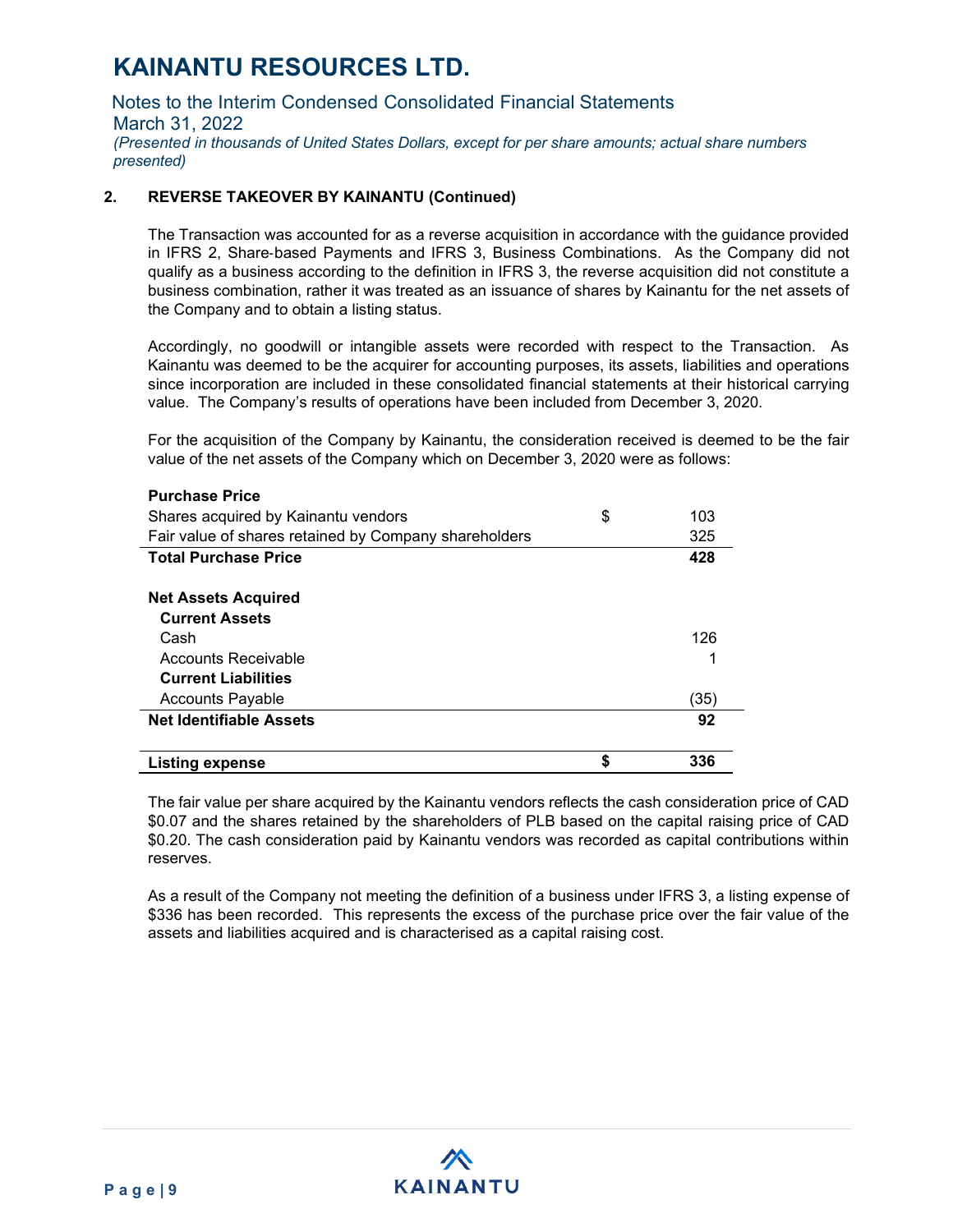## 2. REVERSE TAKEOVER BY KAINANTU (Continued)

The Transaction was accounted for as a reverse acquisition in accordance with the guidance provided in IFRS 2, Share-based Payments and IFRS 3, Business Combinations. As the Company did not qualify as a business according to the definition in IFRS 3, the reverse acquisition did not constitute a business combination, rather it was treated as an issuance of shares by Kainantu for the net assets of the Company and to obtain a listing status.

Accordingly, no goodwill or intangible assets were recorded with respect to the Transaction. As Kainantu was deemed to be the acquirer for accounting purposes, its assets, liabilities and operations since incorporation are included in these consolidated financial statements at their historical carrying value. The Company's results of operations have been included from December 3, 2020.

For the acquisition of the Company by Kainantu, the consideration received is deemed to be the fair value of the net assets of the Company which on December 3, 2020 were as follows:

| | | |
|---|---|---|
| **Purchase Price** | | |
| Shares acquired by Kainantu vendors | $ | 103 |
| Fair value of shares retained by Company shareholders | | 325 |
| **Total Purchase Price** | | **428** |
| | | |
| **Net Assets Acquired** | | |
| **Current Assets** | | |
| Cash | | 126 |
| Accounts Receivable | | 1 |
| **Current Liabilities** | | |
| Accounts Payable | | (35) |
| **Net Identifiable Assets** | | **92** |
| | | |
| **Listing expense** | **$** | **336** |

The fair value per share acquired by the Kainantu vendors reflects the cash consideration price of CAD $0.07 and the shares retained by the shareholders of PLB based on the capital raising price of CAD $0.20. The cash consideration paid by Kainantu vendors was recorded as capital contributions within reserves.

As a result of the Company not meeting the definition of a business under IFRS 3, a listing expense of $336 has been recorded. This represents the excess of the purchase price over the fair value of the assets and liabilities acquired and is characterised as a capital raising cost.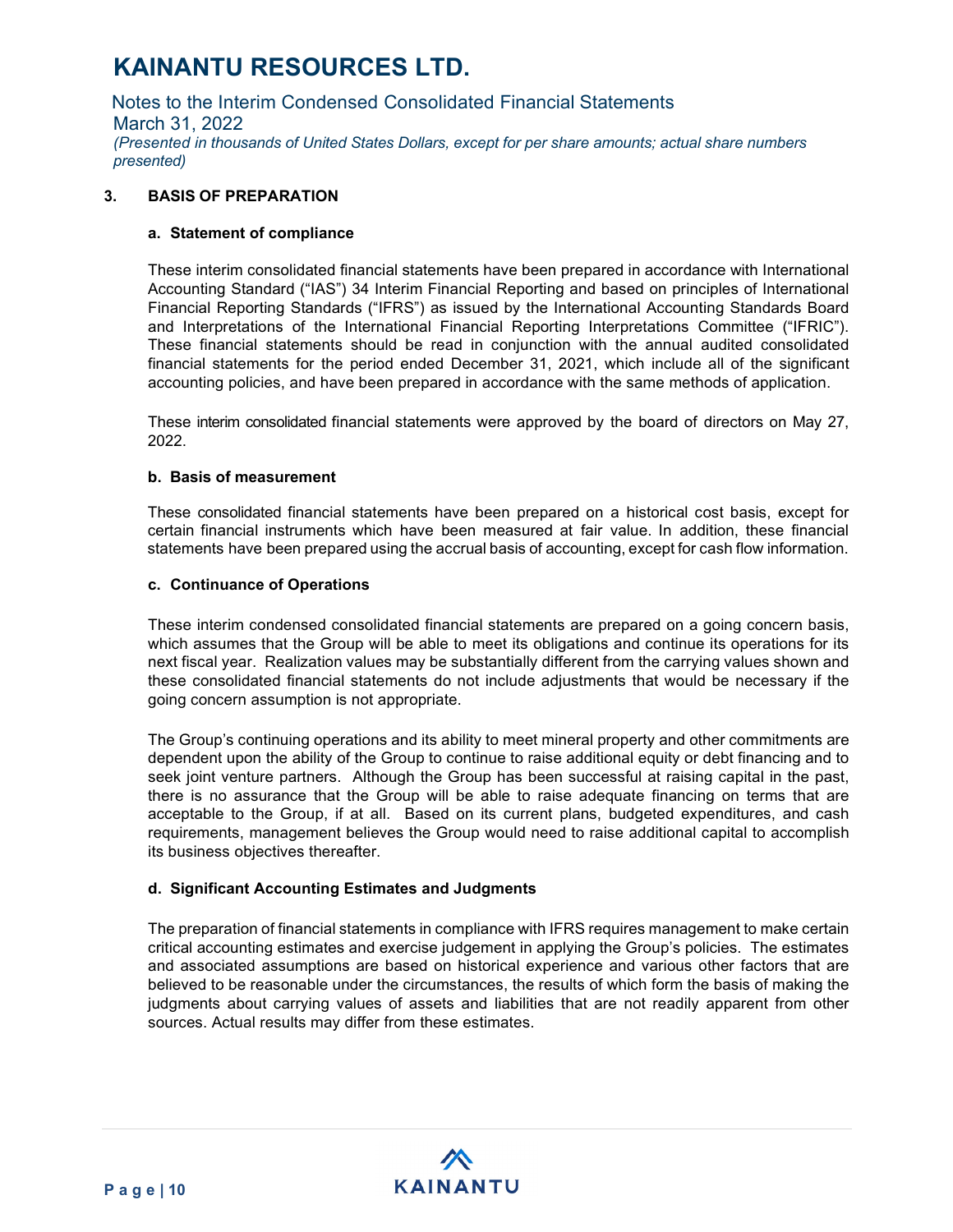## 3. BASIS OF PREPARATION

### a. Statement of compliance

These interim consolidated financial statements have been prepared in accordance with International Accounting Standard ("IAS") 34 Interim Financial Reporting and based on principles of International Financial Reporting Standards ("IFRS") as issued by the International Accounting Standards Board and Interpretations of the International Financial Reporting Interpretations Committee ("IFRIC"). These financial statements should be read in conjunction with the annual audited consolidated financial statements for the period ended December 31, 2021, which include all of the significant accounting policies, and have been prepared in accordance with the same methods of application.

These interim consolidated financial statements were approved by the board of directors on May 27, 2022.

### b. Basis of measurement

These consolidated financial statements have been prepared on a historical cost basis, except for certain financial instruments which have been measured at fair value. In addition, these financial statements have been prepared using the accrual basis of accounting, except for cash flow information.

### c. Continuance of Operations

These interim condensed consolidated financial statements are prepared on a going concern basis, which assumes that the Group will be able to meet its obligations and continue its operations for its next fiscal year. Realization values may be substantially different from the carrying values shown and these consolidated financial statements do not include adjustments that would be necessary if the going concern assumption is not appropriate.

The Group's continuing operations and its ability to meet mineral property and other commitments are dependent upon the ability of the Group to continue to raise additional equity or debt financing and to seek joint venture partners. Although the Group has been successful at raising capital in the past, there is no assurance that the Group will be able to raise adequate financing on terms that are acceptable to the Group, if at all. Based on its current plans, budgeted expenditures, and cash requirements, management believes the Group would need to raise additional capital to accomplish its business objectives thereafter.

### d. Significant Accounting Estimates and Judgments

The preparation of financial statements in compliance with IFRS requires management to make certain critical accounting estimates and exercise judgement in applying the Group's policies. The estimates and associated assumptions are based on historical experience and various other factors that are believed to be reasonable under the circumstances, the results of which form the basis of making the judgments about carrying values of assets and liabilities that are not readily apparent from other sources. Actual results may differ from these estimates.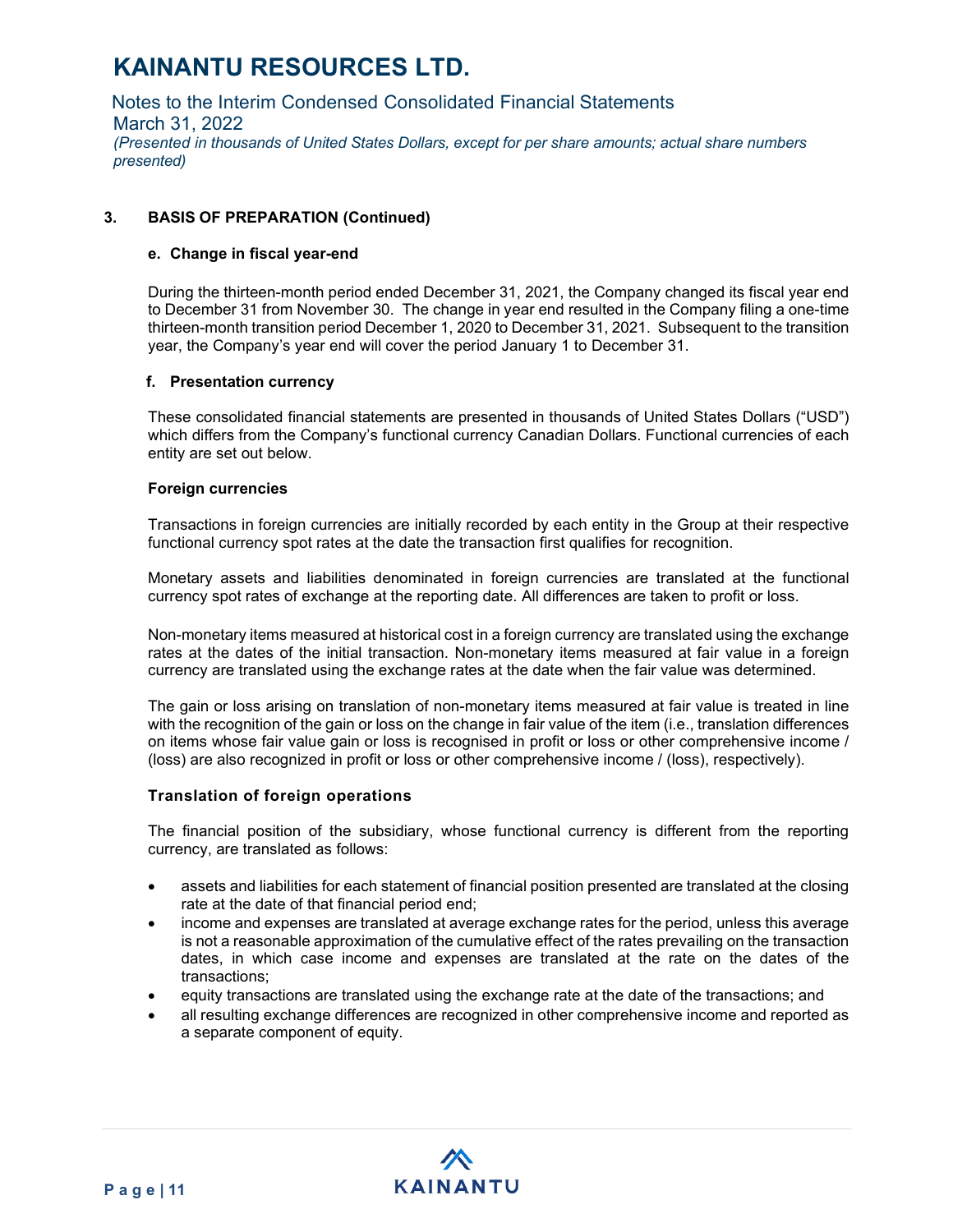### 3. BASIS OF PREPARATION (Continued)

#### e. Change in fiscal year-end

During the thirteen-month period ended December 31, 2021, the Company changed its fiscal year end to December 31 from November 30. The change in year end resulted in the Company filing a one-time thirteen-month transition period December 1, 2020 to December 31, 2021. Subsequent to the transition year, the Company's year end will cover the period January 1 to December 31.

#### f. Presentation currency

These consolidated financial statements are presented in thousands of United States Dollars ("USD") which differs from the Company's functional currency Canadian Dollars. Functional currencies of each entity are set out below.

**Foreign currencies**

Transactions in foreign currencies are initially recorded by each entity in the Group at their respective functional currency spot rates at the date the transaction first qualifies for recognition.

Monetary assets and liabilities denominated in foreign currencies are translated at the functional currency spot rates of exchange at the reporting date. All differences are taken to profit or loss.

Non-monetary items measured at historical cost in a foreign currency are translated using the exchange rates at the dates of the initial transaction. Non-monetary items measured at fair value in a foreign currency are translated using the exchange rates at the date when the fair value was determined.

The gain or loss arising on translation of non-monetary items measured at fair value is treated in line with the recognition of the gain or loss on the change in fair value of the item (i.e., translation differences on items whose fair value gain or loss is recognised in profit or loss or other comprehensive income / (loss) are also recognized in profit or loss or other comprehensive income / (loss), respectively).

**Translation of foreign operations**

The financial position of the subsidiary, whose functional currency is different from the reporting currency, are translated as follows:

- assets and liabilities for each statement of financial position presented are translated at the closing rate at the date of that financial period end;
- income and expenses are translated at average exchange rates for the period, unless this average is not a reasonable approximation of the cumulative effect of the rates prevailing on the transaction dates, in which case income and expenses are translated at the rate on the dates of the transactions;
- equity transactions are translated using the exchange rate at the date of the transactions; and
- all resulting exchange differences are recognized in other comprehensive income and reported as a separate component of equity.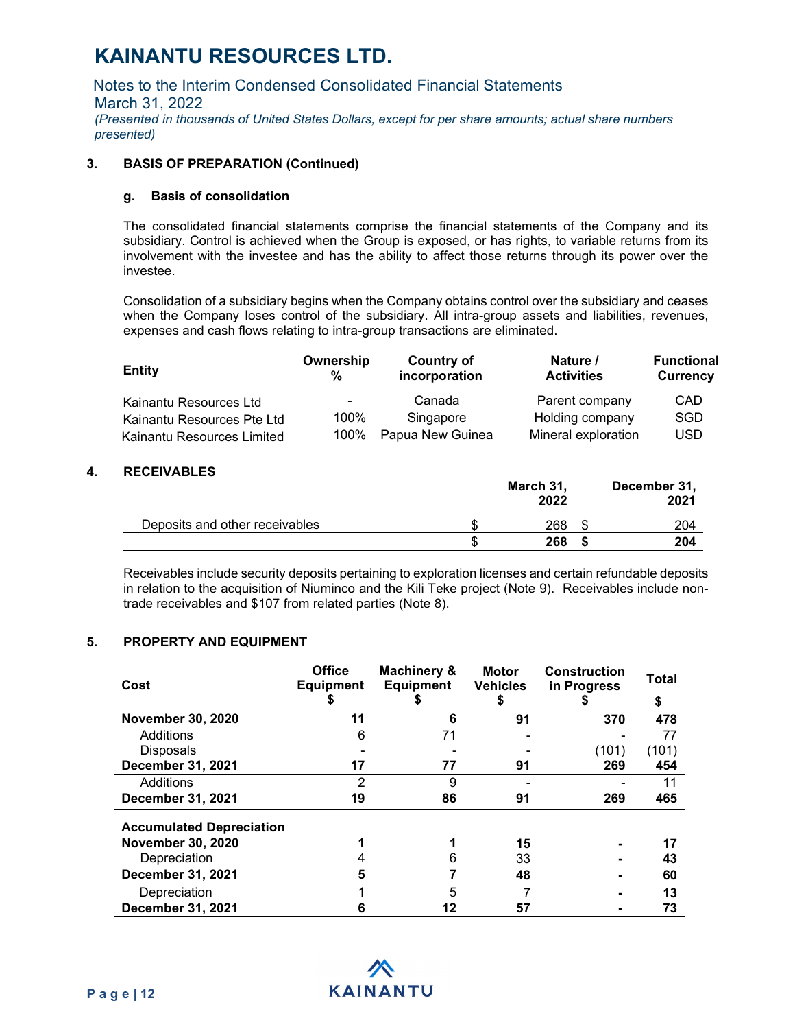# KAINANTU RESOURCES LTD.

Notes to the Interim Condensed Consolidated Financial Statements
March 31, 2022
*(Presented in thousands of United States Dollars, except for per share amounts; actual share numbers presented)*

**3. BASIS OF PREPARATION (Continued)**

**g. Basis of consolidation**

The consolidated financial statements comprise the financial statements of the Company and its subsidiary. Control is achieved when the Group is exposed, or has rights, to variable returns from its involvement with the investee and has the ability to affect those returns through its power over the investee.

Consolidation of a subsidiary begins when the Company obtains control over the subsidiary and ceases when the Company loses control of the subsidiary. All intra-group assets and liabilities, revenues, expenses and cash flows relating to intra-group transactions are eliminated.

| Entity | Ownership % | Country of incorporation | Nature / Activities | Functional Currency |
|---|---|---|---|---|
| Kainantu Resources Ltd | - | Canada | Parent company | CAD |
| Kainantu Resources Pte Ltd | 100% | Singapore | Holding company | SGD |
| Kainantu Resources Limited | 100% | Papua New Guinea | Mineral exploration | USD |

**4. RECEIVABLES**

| | March 31, 2022 | December 31, 2021 |
|---|---|---|
| Deposits and other receivables | $ 268 | $ 204 |
| | **$ 268** | **$ 204** |

Receivables include security deposits pertaining to exploration licenses and certain refundable deposits in relation to the acquisition of Niuminco and the Kili Teke project (Note 9). Receivables include non-trade receivables and $107 from related parties (Note 8).

**5. PROPERTY AND EQUIPMENT**

| Cost | Office Equipment $ | Machinery & Equipment $ | Motor Vehicles $ | Construction in Progress $ | Total $ |
|---|---|---|---|---|---|
| **November 30, 2020** | **11** | **6** | **91** | **370** | **478** |
| Additions | 6 | 71 | - | - | 77 |
| Disposals | - | - | - | (101) | (101) |
| **December 31, 2021** | **17** | **77** | **91** | **269** | **454** |
| Additions | 2 | 9 | - | - | 11 |
| **December 31, 2021** | **19** | **86** | **91** | **269** | **465** |
| **Accumulated Depreciation** | | | | | |
| **November 30, 2020** | **1** | **1** | **15** | **-** | **17** |
| Depreciation | 4 | 6 | 33 | - | **43** |
| **December 31, 2021** | **5** | **7** | **48** | **-** | **60** |
| Depreciation | 1 | 5 | 7 | - | **13** |
| **December 31, 2021** | **6** | **12** | **57** | **-** | **73** |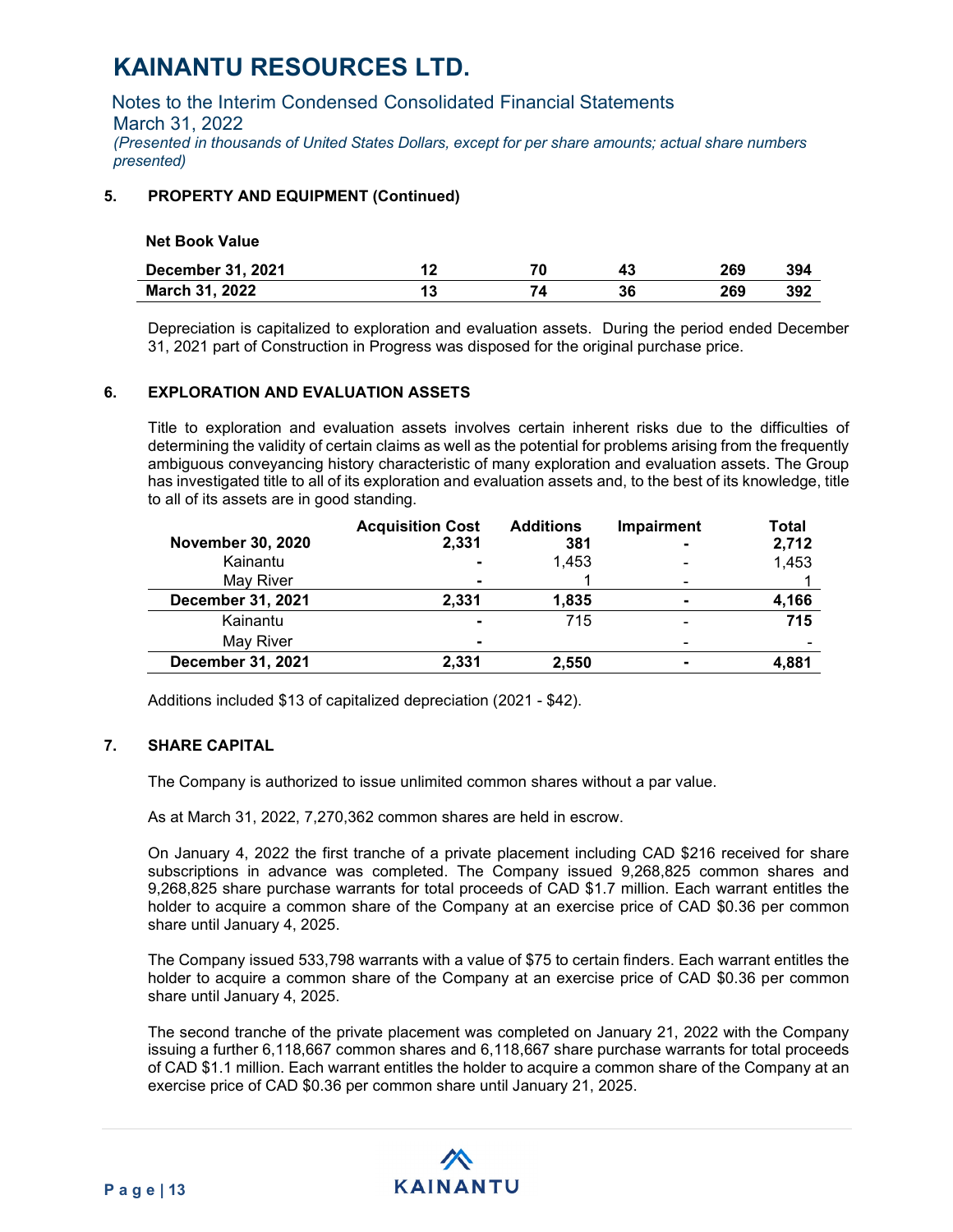# KAINANTU RESOURCES LTD.

Notes to the Interim Condensed Consolidated Financial Statements
March 31, 2022
*(Presented in thousands of United States Dollars, except for per share amounts; actual share numbers presented)*

## 5. PROPERTY AND EQUIPMENT (Continued)

**Net Book Value**

| | | | | | |
|---|---|---|---|---|---|
| **December 31, 2021** | **12** | **70** | **43** | **269** | **394** |
| **March 31, 2022** | **13** | **74** | **36** | **269** | **392** |

Depreciation is capitalized to exploration and evaluation assets. During the period ended December 31, 2021 part of Construction in Progress was disposed for the original purchase price.

## 6. EXPLORATION AND EVALUATION ASSETS

Title to exploration and evaluation assets involves certain inherent risks due to the difficulties of determining the validity of certain claims as well as the potential for problems arising from the frequently ambiguous conveyancing history characteristic of many exploration and evaluation assets. The Group has investigated title to all of its exploration and evaluation assets and, to the best of its knowledge, title to all of its assets are in good standing.

| | Acquisition Cost | Additions | Impairment | Total |
|---|---|---|---|---|
| **November 30, 2020** | **2,331** | **381** | **-** | **2,712** |
| Kainantu | **-** | 1,453 | - | 1,453 |
| May River | **-** | 1 | - | 1 |
| **December 31, 2021** | **2,331** | **1,835** | **-** | **4,166** |
| Kainantu | **-** | 715 | - | **715** |
| May River | **-** | | - | - |
| **December 31, 2021** | **2,331** | **2,550** | **-** | **4,881** |

Additions included $13 of capitalized depreciation (2021 - $42).

## 7. SHARE CAPITAL

The Company is authorized to issue unlimited common shares without a par value.

As at March 31, 2022, 7,270,362 common shares are held in escrow.

On January 4, 2022 the first tranche of a private placement including CAD $216 received for share subscriptions in advance was completed. The Company issued 9,268,825 common shares and 9,268,825 share purchase warrants for total proceeds of CAD $1.7 million. Each warrant entitles the holder to acquire a common share of the Company at an exercise price of CAD $0.36 per common share until January 4, 2025.

The Company issued 533,798 warrants with a value of $75 to certain finders. Each warrant entitles the holder to acquire a common share of the Company at an exercise price of CAD $0.36 per common share until January 4, 2025.

The second tranche of the private placement was completed on January 21, 2022 with the Company issuing a further 6,118,667 common shares and 6,118,667 share purchase warrants for total proceeds of CAD $1.1 million. Each warrant entitles the holder to acquire a common share of the Company at an exercise price of CAD $0.36 per common share until January 21, 2025.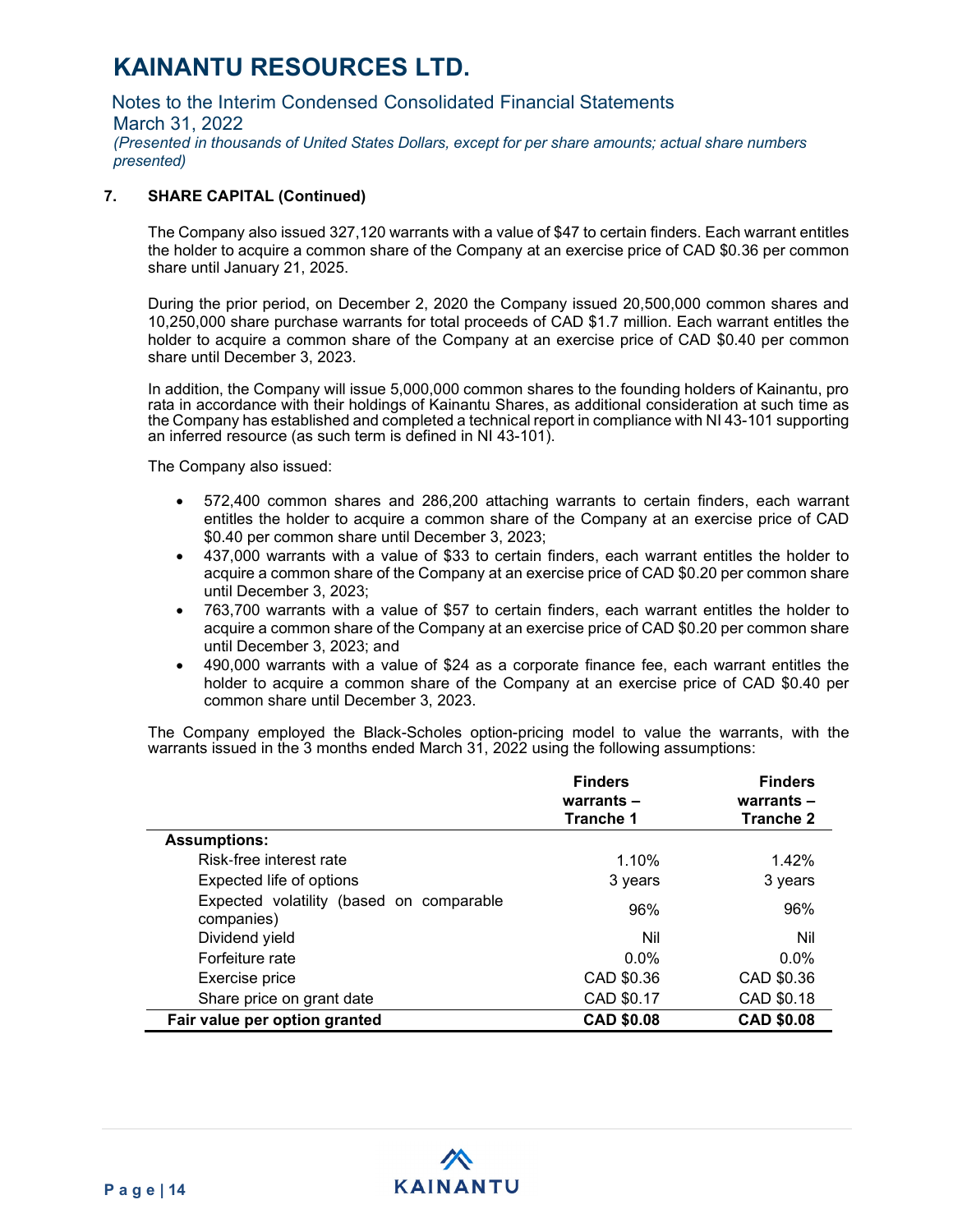## 7. SHARE CAPITAL (Continued)

The Company also issued 327,120 warrants with a value of $47 to certain finders. Each warrant entitles the holder to acquire a common share of the Company at an exercise price of CAD $0.36 per common share until January 21, 2025.

During the prior period, on December 2, 2020 the Company issued 20,500,000 common shares and 10,250,000 share purchase warrants for total proceeds of CAD $1.7 million. Each warrant entitles the holder to acquire a common share of the Company at an exercise price of CAD $0.40 per common share until December 3, 2023.

In addition, the Company will issue 5,000,000 common shares to the founding holders of Kainantu, pro rata in accordance with their holdings of Kainantu Shares, as additional consideration at such time as the Company has established and completed a technical report in compliance with NI 43-101 supporting an inferred resource (as such term is defined in NI 43-101).

The Company also issued:

- 572,400 common shares and 286,200 attaching warrants to certain finders, each warrant entitles the holder to acquire a common share of the Company at an exercise price of CAD $0.40 per common share until December 3, 2023;
- 437,000 warrants with a value of $33 to certain finders, each warrant entitles the holder to acquire a common share of the Company at an exercise price of CAD $0.20 per common share until December 3, 2023;
- 763,700 warrants with a value of $57 to certain finders, each warrant entitles the holder to acquire a common share of the Company at an exercise price of CAD $0.20 per common share until December 3, 2023; and
- 490,000 warrants with a value of $24 as a corporate finance fee, each warrant entitles the holder to acquire a common share of the Company at an exercise price of CAD $0.40 per common share until December 3, 2023.

The Company employed the Black-Scholes option-pricing model to value the warrants, with the warrants issued in the 3 months ended March 31, 2022 using the following assumptions:

| | Finders warrants – Tranche 1 | Finders warrants – Tranche 2 |
|---|---|---|
| **Assumptions:** | | |
| Risk-free interest rate | 1.10% | 1.42% |
| Expected life of options | 3 years | 3 years |
| Expected volatility (based on comparable companies) | 96% | 96% |
| Dividend yield | Nil | Nil |
| Forfeiture rate | 0.0% | 0.0% |
| Exercise price | CAD $0.36 | CAD $0.36 |
| Share price on grant date | CAD $0.17 | CAD $0.18 |
| **Fair value per option granted** | **CAD $0.08** | **CAD $0.08** |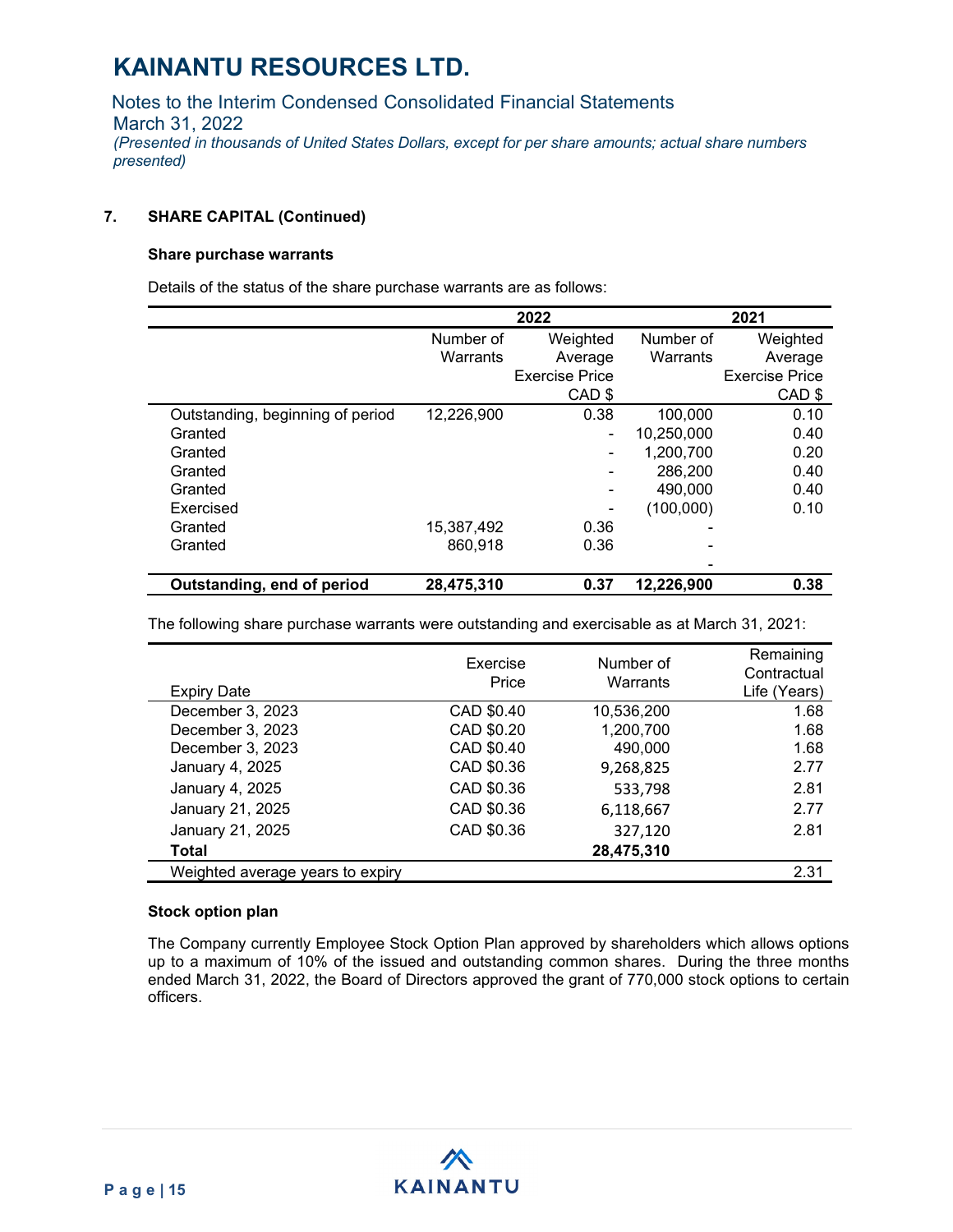# KAINANTU RESOURCES LTD.

Notes to the Interim Condensed Consolidated Financial Statements
March 31, 2022
*(Presented in thousands of United States Dollars, except for per share amounts; actual share numbers presented)*

**7. SHARE CAPITAL (Continued)**

**Share purchase warrants**

Details of the status of the share purchase warrants are as follows:

| | 2022 | | 2021 | |
|---|---|---|---|---|
| | Number of Warrants | Weighted Average Exercise Price CAD $ | Number of Warrants | Weighted Average Exercise Price CAD $ |
| Outstanding, beginning of period | 12,226,900 | 0.38 | 100,000 | 0.10 |
| Granted | | - | 10,250,000 | 0.40 |
| Granted | | - | 1,200,700 | 0.20 |
| Granted | | - | 286,200 | 0.40 |
| Granted | | - | 490,000 | 0.40 |
| Exercised | | - | (100,000) | 0.10 |
| Granted | 15,387,492 | 0.36 | - | |
| Granted | 860,918 | 0.36 | - | |
| | | | - | |
| **Outstanding, end of period** | **28,475,310** | **0.37** | **12,226,900** | **0.38** |

The following share purchase warrants were outstanding and exercisable as at March 31, 2021:

| Expiry Date | Exercise Price | Number of Warrants | Remaining Contractual Life (Years) |
|---|---|---|---|
| December 3, 2023 | CAD $0.40 | 10,536,200 | 1.68 |
| December 3, 2023 | CAD $0.20 | 1,200,700 | 1.68 |
| December 3, 2023 | CAD $0.40 | 490,000 | 1.68 |
| January 4, 2025 | CAD $0.36 | 9,268,825 | 2.77 |
| January 4, 2025 | CAD $0.36 | 533,798 | 2.81 |
| January 21, 2025 | CAD $0.36 | 6,118,667 | 2.77 |
| January 21, 2025 | CAD $0.36 | 327,120 | 2.81 |
| **Total** | | **28,475,310** | |
| Weighted average years to expiry | | | 2.31 |

**Stock option plan**

The Company currently Employee Stock Option Plan approved by shareholders which allows options up to a maximum of 10% of the issued and outstanding common shares. During the three months ended March 31, 2022, the Board of Directors approved the grant of 770,000 stock options to certain officers.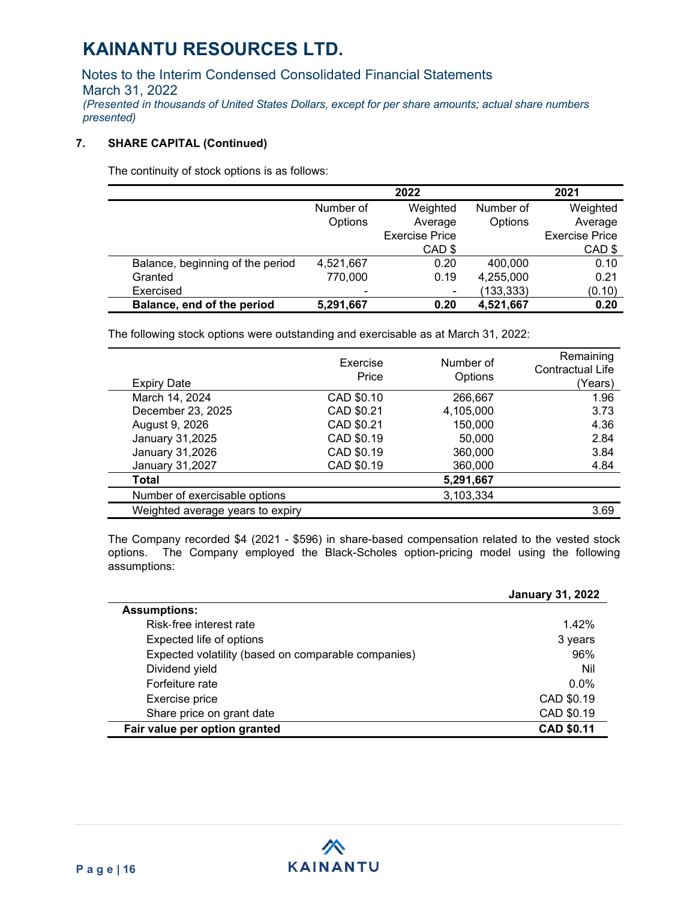# KAINANTU RESOURCES LTD.

Notes to the Interim Condensed Consolidated Financial Statements
March 31, 2022
*(Presented in thousands of United States Dollars, except for per share amounts; actual share numbers presented)*

### 7. SHARE CAPITAL (Continued)

The continuity of stock options is as follows:

| | 2022 | | 2021 | |
|---|---|---|---|---|
| | Number of Options | Weighted Average Exercise Price CAD $ | Number of Options | Weighted Average Exercise Price CAD $ |
| Balance, beginning of the period | 4,521,667 | 0.20 | 400,000 | 0.10 |
| Granted | 770,000 | 0.19 | 4,255,000 | 0.21 |
| Exercised | - | - | (133,333) | (0.10) |
| **Balance, end of the period** | **5,291,667** | **0.20** | **4,521,667** | **0.20** |

The following stock options were outstanding and exercisable as at March 31, 2022:

| Expiry Date | Exercise Price | Number of Options | Remaining Contractual Life (Years) |
|---|---|---|---|
| March 14, 2024 | CAD $0.10 | 266,667 | 1.96 |
| December 23, 2025 | CAD $0.21 | 4,105,000 | 3.73 |
| August 9, 2026 | CAD $0.21 | 150,000 | 4.36 |
| January 31,2025 | CAD $0.19 | 50,000 | 2.84 |
| January 31,2026 | CAD $0.19 | 360,000 | 3.84 |
| January 31,2027 | CAD $0.19 | 360,000 | 4.84 |
| **Total** | | **5,291,667** | |
| Number of exercisable options | | 3,103,334 | |
| Weighted average years to expiry | | | 3.69 |

The Company recorded $4 (2021 - $596) in share-based compensation related to the vested stock options. The Company employed the Black-Scholes option-pricing model using the following assumptions:

| | **January 31, 2022** |
|---|---|
| **Assumptions:** | |
| Risk-free interest rate | 1.42% |
| Expected life of options | 3 years |
| Expected volatility (based on comparable companies) | 96% |
| Dividend yield | Nil |
| Forfeiture rate | 0.0% |
| Exercise price | CAD $0.19 |
| Share price on grant date | CAD $0.19 |
| **Fair value per option granted** | **CAD $0.11** |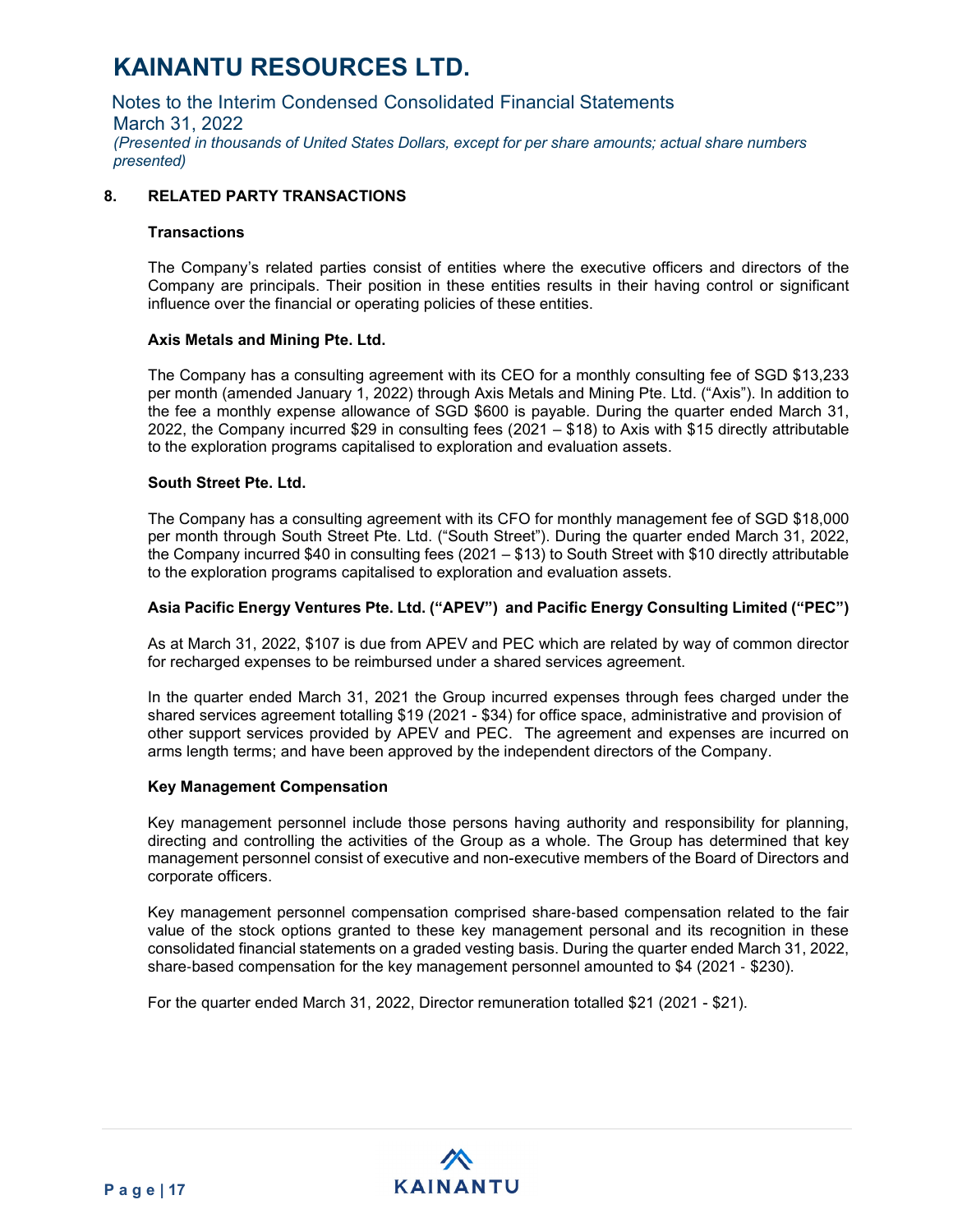## 8. RELATED PARTY TRANSACTIONS

### Transactions

The Company's related parties consist of entities where the executive officers and directors of the Company are principals. Their position in these entities results in their having control or significant influence over the financial or operating policies of these entities.

### Axis Metals and Mining Pte. Ltd.

The Company has a consulting agreement with its CEO for a monthly consulting fee of SGD $13,233 per month (amended January 1, 2022) through Axis Metals and Mining Pte. Ltd. ("Axis"). In addition to the fee a monthly expense allowance of SGD $600 is payable. During the quarter ended March 31, 2022, the Company incurred $29 in consulting fees (2021 – $18) to Axis with $15 directly attributable to the exploration programs capitalised to exploration and evaluation assets.

### South Street Pte. Ltd.

The Company has a consulting agreement with its CFO for monthly management fee of SGD $18,000 per month through South Street Pte. Ltd. ("South Street"). During the quarter ended March 31, 2022, the Company incurred $40 in consulting fees (2021 – $13) to South Street with $10 directly attributable to the exploration programs capitalised to exploration and evaluation assets.

### Asia Pacific Energy Ventures Pte. Ltd. ("APEV") and Pacific Energy Consulting Limited ("PEC")

As at March 31, 2022, $107 is due from APEV and PEC which are related by way of common director for recharged expenses to be reimbursed under a shared services agreement.

In the quarter ended March 31, 2021 the Group incurred expenses through fees charged under the shared services agreement totalling $19 (2021 - $34) for office space, administrative and provision of other support services provided by APEV and PEC. The agreement and expenses are incurred on arms length terms; and have been approved by the independent directors of the Company.

### Key Management Compensation

Key management personnel include those persons having authority and responsibility for planning, directing and controlling the activities of the Group as a whole. The Group has determined that key management personnel consist of executive and non-executive members of the Board of Directors and corporate officers.

Key management personnel compensation comprised share-based compensation related to the fair value of the stock options granted to these key management personal and its recognition in these consolidated financial statements on a graded vesting basis. During the quarter ended March 31, 2022, share-based compensation for the key management personnel amounted to $4 (2021 - $230).

For the quarter ended March 31, 2022, Director remuneration totalled $21 (2021 - $21).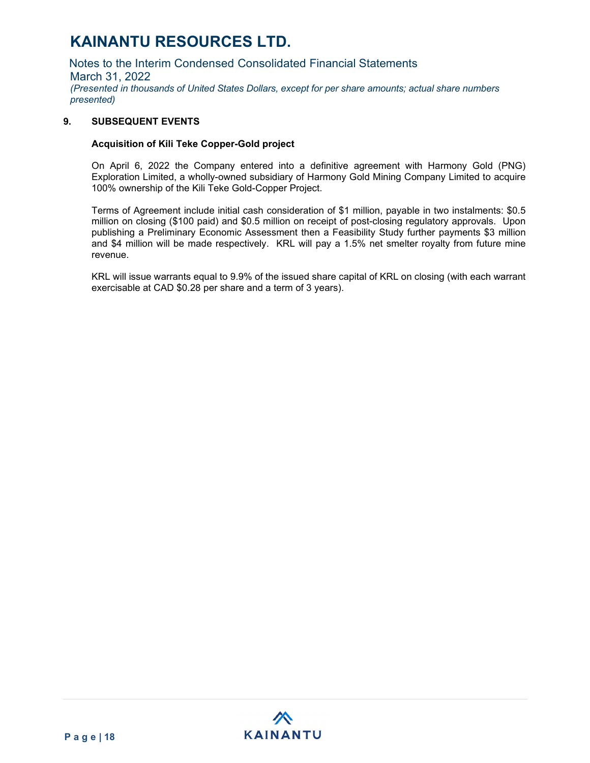## 9. SUBSEQUENT EVENTS

### Acquisition of Kili Teke Copper-Gold project

On April 6, 2022 the Company entered into a definitive agreement with Harmony Gold (PNG) Exploration Limited, a wholly-owned subsidiary of Harmony Gold Mining Company Limited to acquire 100% ownership of the Kili Teke Gold-Copper Project.

Terms of Agreement include initial cash consideration of $1 million, payable in two instalments: $0.5 million on closing ($100 paid) and $0.5 million on receipt of post-closing regulatory approvals. Upon publishing a Preliminary Economic Assessment then a Feasibility Study further payments $3 million and $4 million will be made respectively. KRL will pay a 1.5% net smelter royalty from future mine revenue.

KRL will issue warrants equal to 9.9% of the issued share capital of KRL on closing (with each warrant exercisable at CAD $0.28 per share and a term of 3 years).